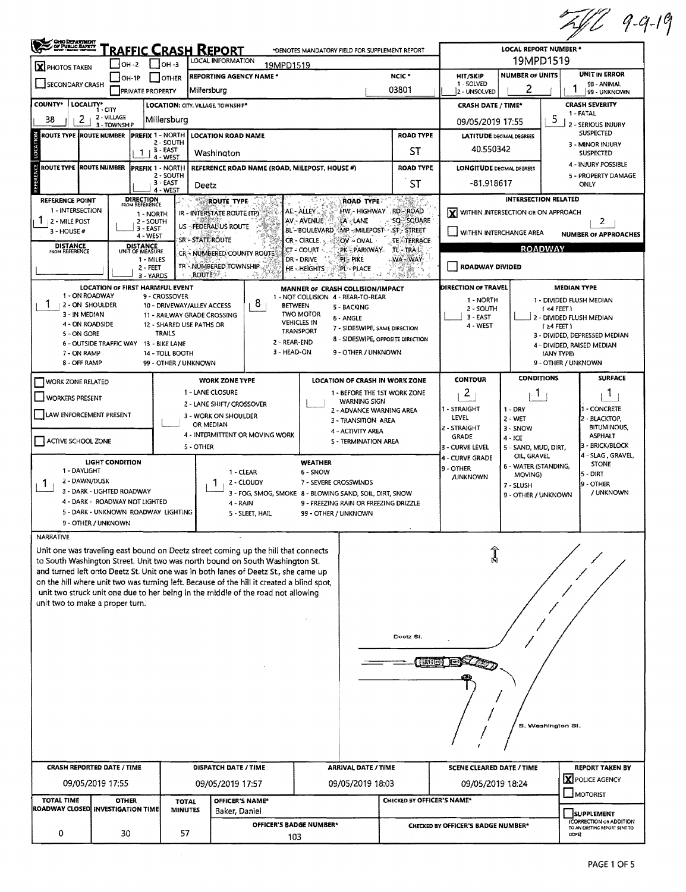ZVL 9-9-19

# TRAFFIC CRASH REPORT

OHIO DEPARTMENT OF PUBLIC SAFETY

*DENOTES MANDATORY FIELD FOR SUPPLEMENT REPORT

| Field | Value |
|---|---|
| LOCAL REPORT NUMBER * | 19MPD1519 |
| PHOTOS TAKEN | X |
| OH-2 / OH-3 / OH-1P / OTHER / SECONDARY CRASH / PRIVATE PROPERTY | |
| LOCAL INFORMATION | 19MPD1519 |
| REPORTING AGENCY NAME * | Millersburg |
| NCIC * | 03801 |
| HIT/SKIP (1 - SOLVED, 2 - UNSOLVED) | |
| NUMBER OF UNITS | 2 |
| UNIT IN ERROR (98 - ANIMAL, 99 - UNKNOWN) | 1 |
| COUNTY* | 38 |
| LOCALITY* (1 - CITY, 2 - VILLAGE, 3 - TOWNSHIP) | 2 |
| LOCATION: CITY, VILLAGE, TOWNSHIP* | Millersburg |
| CRASH DATE / TIME* | 09/05/2019 17:55 |
| CRASH SEVERITY (1 - FATAL, 2 - SERIOUS INJURY SUSPECTED, 3 - MINOR INJURY SUSPECTED, 4 - INJURY POSSIBLE, 5 - PROPERTY DAMAGE ONLY) | 5 |

## Location

| ROUTE TYPE | ROUTE NUMBER | PREFIX (1 - NORTH, 2 - SOUTH, 3 - EAST, 4 - WEST) | LOCATION ROAD NAME | ROAD TYPE | LATITUDE DECIMAL DEGREES |
|---|---|---|---|---|---|
| | | 1 | Washington | ST | 40.550342 |

## Reference

| ROUTE TYPE | ROUTE NUMBER | PREFIX (1 - NORTH, 2 - SOUTH, 3 - EAST, 4 - WEST) | REFERENCE ROAD NAME (ROAD, MILEPOST, HOUSE #) | ROAD TYPE | LONGITUDE DECIMAL DEGREES |
|---|---|---|---|---|---|
| | | | Deetz | ST | -81.918617 |

| Field | Value |
|---|---|
| REFERENCE POINT (1 - INTERSECTION, 2 - MILE POST, 3 - HOUSE #) | 1 |
| DIRECTION FROM REFERENCE (1 - NORTH, 2 - SOUTH, 3 - EAST, 4 - WEST) | |
| DISTANCE FROM REFERENCE | |
| DISTANCE UNIT OF MEASURE (1 - MILES, 2 - FEET, 3 - YARDS) | |

ROUTE TYPE: IR - INTERSTATE ROUTE (TP); US - FEDERAL US ROUTE; SR - STATE ROUTE; CR - NUMBERED COUNTY ROUTE; TR - NUMBERED TOWNSHIP ROUTE

ROAD TYPE: AL - ALLEY; AV - AVENUE; BL - BOULEVARD; CR - CIRCLE; CT - COURT; DR - DRIVE; HE - HEIGHTS; HW - HIGHWAY; LA - LANE; MP - MILEPOST; OV - OVAL; PK - PARKWAY; PI - PIKE; PL - PLACE; RD - ROAD; SQ - SQUARE; ST - STREET; TE - TERRACE; TL - TRAIL; WA - WAY

## Intersection Related

| Field | Value |
|---|---|
| WITHIN INTERSECTION OR ON APPROACH | X |
| WITHIN INTERCHANGE AREA | |
| NUMBER OF APPROACHES | 2 |

## Roadway

| Field | Value |
|---|---|
| ROADWAY DIVIDED | |

| Field | Value |
|---|---|
| LOCATION OF FIRST HARMFUL EVENT | 1 |
| MANNER OF CRASH COLLISION/IMPACT | 8 |
| DIRECTION OF TRAVEL | |
| MEDIAN TYPE | |

LOCATION OF FIRST HARMFUL EVENT: 1 - ON ROADWAY; 2 - ON SHOULDER; 3 - IN MEDIAN; 4 - ON ROADSIDE; 5 - ON GORE; 6 - OUTSIDE TRAFFIC WAY; 7 - ON RAMP; 8 - OFF RAMP; 9 - CROSSOVER; 10 - DRIVEWAY/ALLEY ACCESS; 11 - RAILWAY GRADE CROSSING; 12 - SHARED USE PATHS OR TRAILS; 13 - BIKE LANE; 14 - TOLL BOOTH; 99 - OTHER / UNKNOWN

MANNER OF CRASH COLLISION/IMPACT: 1 - NOT COLLISION BETWEEN TWO MOTOR VEHICLES IN TRANSPORT; 2 - REAR-END; 3 - HEAD-ON; 4 - REAR-TO-REAR; 5 - BACKING; 6 - ANGLE; 7 - SIDESWIPE, SAME DIRECTION; 8 - SIDESWIPE, OPPOSITE DIRECTION; 9 - OTHER / UNKNOWN

DIRECTION OF TRAVEL: 1 - NORTH; 2 - SOUTH; 3 - EAST; 4 - WEST

MEDIAN TYPE: 1 - DIVIDED FLUSH MEDIAN (<4 FEET); 2 - DIVIDED FLUSH MEDIAN (≥4 FEET); 3 - DIVIDED, DEPRESSED MEDIAN; 4 - DIVIDED, RAISED MEDIAN (ANY TYPE); 9 - OTHER / UNKNOWN

## Work Zone

| Field | Value |
|---|---|
| WORK ZONE RELATED | |
| WORKERS PRESENT | |
| LAW ENFORCEMENT PRESENT | |
| ACTIVE SCHOOL ZONE | |
| WORK ZONE TYPE | |
| LOCATION OF CRASH IN WORK ZONE | |

WORK ZONE TYPE: 1 - LANE CLOSURE; 2 - LANE SHIFT/ CROSSOVER; 3 - WORK ON SHOULDER OR MEDIAN; 4 - INTERMITTENT OR MOVING WORK; 5 - OTHER

LOCATION OF CRASH IN WORK ZONE: 1 - BEFORE THE 1ST WORK ZONE WARNING SIGN; 2 - ADVANCE WARNING AREA; 3 - TRANSITION AREA; 4 - ACTIVITY AREA; 5 - TERMINATION AREA

| CONTOUR | CONDITIONS | SURFACE |
|---|---|---|
| 2 | 1 | 1 |

CONTOUR: 1 - STRAIGHT LEVEL; 2 - STRAIGHT GRADE; 3 - CURVE LEVEL; 4 - CURVE GRADE; 9 - OTHER /UNKNOWN

CONDITIONS: 1 - DRY; 2 - WET; 3 - SNOW; 4 - ICE; 5 - SAND, MUD, DIRT, OIL, GRAVEL; 6 - WATER (STANDING, MOVING); 7 - SLUSH; 9 - OTHER / UNKNOWN

SURFACE: 1 - CONCRETE; 2 - BLACKTOP, BITUMINOUS, ASPHALT; 3 - BRICK/BLOCK; 4 - SLAG, GRAVEL, STONE; 5 - DIRT; 9 - OTHER / UNKNOWN

| LIGHT CONDITION | WEATHER |
|---|---|
| 1 | 1 |

LIGHT CONDITION: 1 - DAYLIGHT; 2 - DAWN/DUSK; 3 - DARK - LIGHTED ROADWAY; 4 - DARK - ROADWAY NOT LIGHTED; 5 - DARK - UNKNOWN ROADWAY LIGHTING; 9 - OTHER / UNKNOWN

WEATHER: 1 - CLEAR; 2 - CLOUDY; 3 - FOG, SMOG, SMOKE; 4 - RAIN; 5 - SLEET, HAIL; 6 - SNOW; 7 - SEVERE CROSSWINDS; 8 - BLOWING SAND, SOIL, DIRT, SNOW; 9 - FREEZING RAIN OR FREEZING DRIZZLE; 99 - OTHER / UNKNOWN

## Narrative

Unit one was traveling east bound on Deetz street coming up the hill that connects to South Washington Street. Unit two was north bound on South Washington St. and turned left onto Deetz St. Unit one was in both lanes of Deetz St., she came up on the hill where unit two was turning left. Because of the hill it created a blind spot, unit two struck unit one due to her being in the middle of the road not allowing unit two to make a proper turn.

(Diagram labels: N; Deetz St.; S. Washington St.)

| CRASH REPORTED DATE / TIME | DISPATCH DATE / TIME | ARRIVAL DATE / TIME | SCENE CLEARED DATE / TIME | REPORT TAKEN BY |
|---|---|---|---|---|
| 09/05/2019 17:55 | 09/05/2019 17:57 | 09/05/2019 18:03 | 09/05/2019 18:24 | X POLICE AGENCY |

| TOTAL TIME ROADWAY CLOSED | OTHER INVESTIGATION TIME | TOTAL MINUTES | OFFICER'S NAME* | OFFICER'S BADGE NUMBER* | CHECKED BY OFFICER'S NAME* | CHECKED BY OFFICER'S BADGE NUMBER* |
|---|---|---|---|---|---|---|
| 0 | 30 | 57 | Baker, Daniel | 103 | | |

MOTORIST: [ ]

SUPPLEMENT (CORRECTION OR ADDITION TO AN EXISTING REPORT SENT TO ODPS): [ ]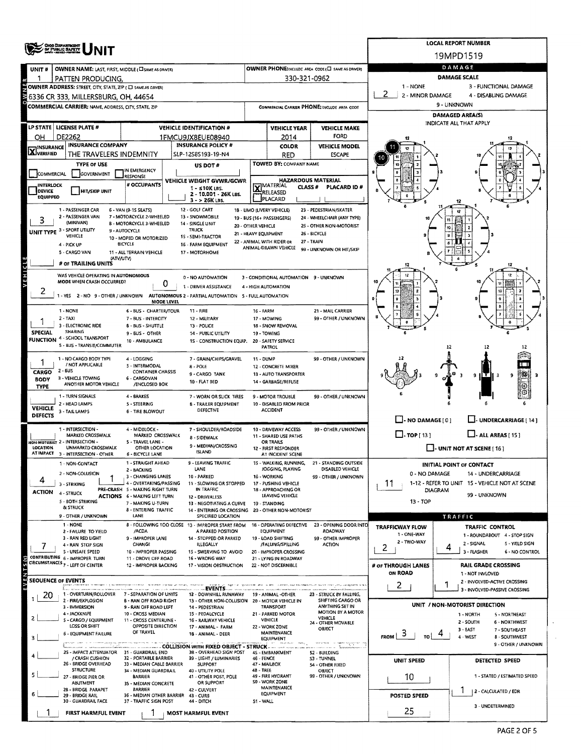# UNIT

**LOCAL REPORT NUMBER:** 19MPD1519

## Owner

| Field | Value |
|---|---|
| UNIT # | 1 |
| OWNER NAME: LAST, FIRST, MIDDLE | PATTEN PRODUCING, |
| OWNER PHONE | 330-321-0962 |
| OWNER ADDRESS: STREET, CITY, STATE, ZIP | 6336 CR 333, MILLERSBURG, OH, 44654 |
| COMMERCIAL CARRIER: NAME, ADDRESS, CITY, STATE, ZIP | |
| COMMERCIAL CARRIER PHONE | |

## Vehicle

| LP STATE | LICENSE PLATE # | VEHICLE IDENTIFICATION # | VEHICLE YEAR | VEHICLE MAKE |
|---|---|---|---|---|
| OH | DE2262 | 1FMCU9JX8EUE08940 | 2014 | FORD |

| INSURANCE VERIFIED | INSURANCE COMPANY | INSURANCE POLICY # | COLOR | VEHICLE MODEL |
|---|---|---|---|---|
| X | THE TRAVELERS INDEMNITY | SLP-12S85193-19-N4 | RED | ESCAPE |

- TYPE OF USE: COMMERCIAL / GOVERNMENT / IN EMERGENCY RESPONSE
- US DOT #:
- TOWED BY: COMPANY NAME:
- INTERLOCK DEVICE EQUIPPED / HIT/SKIP UNIT
- # OCCUPANTS:
- VEHICLE WEIGHT GVWR/GCWR: 1 - ≤10K LBS. 2 - 10,001 - 26K LBS. 3 - > 26K LBS.
- HAZARDOUS MATERIAL: X MATERIAL RELEASED / PLACARD; CLASS #; PLACARD ID #

**UNIT TYPE:** 3
1 - PASSENGER CAR; 2 - PASSENGER VAN (MINIVAN); 3 - SPORT UTILITY VEHICLE; 4 - PICK UP; 5 - CARGO VAN; 6 - VAN (9-15 SEATS); 7 - MOTORCYCLE 2-WHEELED; 8 - MOTORCYCLE 3-WHEELED; 9 - AUTOCYCLE; 10 - MOPED OR MOTORIZED BICYCLE; 11 - ALL TERRAIN VEHICLE (ATV/UTV); 12 - GOLF CART; 13 - SNOWMOBILE; 14 - SINGLE UNIT TRUCK; 15 - SEMI-TRACTOR; 16 - FARM EQUIPMENT; 17 - MOTORHOME; 18 - LIMO (LIVERY VEHICLE); 19 - BUS (16+ PASSENGERS); 20 - OTHER VEHICLE; 21 - HEAVY EQUIPMENT; 22 - ANIMAL WITH RIDER OR ANIMAL-DRAWN VEHICLE; 23 - PEDESTRIAN/SKATER; 24 - WHEELCHAIR (ANY TYPE); 25 - OTHER NON-MOTORIST; 26 - BICYCLE; 27 - TRAIN; 99 - UNKNOWN OR HIT/SKIP

**# OF TRAILING UNITS:**

**WAS VEHICLE OPERATING IN AUTONOMOUS MODE WHEN CRASH OCCURRED?** 2 (1 - YES 2 - NO 9 - OTHER / UNKNOWN)

**AUTONOMOUS MODE LEVEL:** 0
0 - NO AUTOMATION; 1 - DRIVER ASSISTANCE; 2 - PARTIAL AUTOMATION; 3 - CONDITIONAL AUTOMATION; 4 - HIGH AUTOMATION; 5 - FULL AUTOMATION; 9 - UNKNOWN

**SPECIAL FUNCTION:** 1
1 - NONE; 2 - TAXI; 3 - ELECTRONIC RIDE SHARING; 4 - SCHOOL TRANSPORT; 5 - BUS - TRANSIT/COMMUTER; 6 - BUS - CHARTER/TOUR; 7 - BUS - INTERCITY; 8 - BUS - SHUTTLE; 9 - BUS - OTHER; 10 - AMBULANCE; 11 - FIRE; 12 - MILITARY; 13 - POLICE; 14 - PUBLIC UTILITY; 15 - CONSTRUCTION EQUIP.; 16 - FARM; 17 - MOWING; 18 - SNOW REMOVAL; 19 - TOWING; 20 - SAFETY SERVICE PATROL; 21 - MAIL CARRIER; 99 - OTHER / UNKNOWN

**CARGO BODY TYPE:** 1
1 - NO CARGO BODY TYPE / NOT APPLICABLE; 2 - BUS; 3 - VEHICLE TOWING ANOTHER MOTOR VEHICLE; 4 - LOGGING; 5 - INTERMODAL CONTAINER CHASSIS; 6 - CARGOVAN /ENCLOSED BOX; 7 - GRAIN/CHIPS/GRAVEL; 8 - POLE; 9 - CARGO TANK; 10 - FLAT BED; 11 - DUMP; 12 - CONCRETE MIXER; 13 - AUTO TRANSPORTER; 14 - GARBAGE/REFUSE; 99 - OTHER / UNKNOWN

**VEHICLE DEFECTS:**
1 - TURN SIGNALS; 2 - HEAD LAMPS; 3 - TAIL LAMPS; 4 - BRAKES; 5 - STEERING; 6 - TIRE BLOWOUT; 7 - WORN OR SLICK TIRES; 8 - TRAILER EQUIPMENT DEFECTIVE; 9 - MOTOR TROUBLE; 10 - DISABLED FROM PRIOR ACCIDENT; 99 - OTHER / UNKNOWN

**NON-MOTORIST LOCATION AT IMPACT:**
1 - INTERSECTION - MARKED CROSSWALK; 2 - INTERSECTION - UNMARKED CROSSWALK; 3 - INTERSECTION - OTHER; 4 - MIDBLOCK - MARKED CROSSWALK; 5 - TRAVEL LANE - OTHER LOCATION; 6 - BICYCLE LANE; 7 - SHOULDER/ROADSIDE; 8 - SIDEWALK; 9 - MEDIAN/CROSSING ISLAND; 10 - DRIVEWAY ACCESS; 11 - SHARED USE PATHS OR TRAILS; 12 - FIRST RESPONDER AT INCIDENT SCENE; 99 - OTHER / UNKNOWN

**ACTION:** 4 — **PRE-CRASH ACTIONS:** 1
1 - NON-CONTACT; 2 - NON-COLLISION; 3 - STRIKING; 4 - STRUCK; 5 - BOTH STRIKING & STRUCK; 9 - OTHER / UNKNOWN
1 - STRAIGHT AHEAD; 2 - BACKING; 3 - CHANGING LANES; 4 - OVERTAKING/PASSING; 5 - MAKING RIGHT TURN; 6 - MAKING LEFT TURN; 7 - MAKING U-TURN; 8 - ENTERING TRAFFIC LANE; 9 - LEAVING TRAFFIC LANE; 10 - PARKED; 11 - SLOWING OR STOPPED IN TRAFFIC; 12 - DRIVERLESS; 13 - NEGOTIATING A CURVE; 14 - ENTERING OR CROSSING SPECIFIED LOCATION; 15 - WALKING, RUNNING, JOGGING, PLAYING; 16 - WORKING; 17 - PUSHING VEHICLE; 18 - APPROACHING OR LEAVING VEHICLE; 19 - STANDING; 20 - OTHER NON-MOTORIST; 21 - STANDING OUTSIDE DISABLED VEHICLE; 99 - OTHER / UNKNOWN

**CONTRIBUTING CIRCUMSTANCES:** 7
1 - NONE; 2 - FAILURE TO YIELD; 3 - RAN RED LIGHT; 4 - RAN STOP SIGN; 5 - UNSAFE SPEED; 6 - IMPROPER TURN; 7 - LEFT OF CENTER; 8 - FOLLOWING TOO CLOSE /ACDA; 9 - IMPROPER LANE CHANGE; 10 - IMPROPER PASSING; 11 - DROVE OFF ROAD; 12 - IMPROPER BACKING; 13 - IMPROPER START FROM A PARKED POSITION; 14 - STOPPED OR PARKED ILLEGALLY; 15 - SWERVING TO AVOID; 16 - WRONG WAY; 17 - VISION OBSTRUCTION; 18 - OPERATING DEFECTIVE EQUIPMENT; 19 - LOAD SHIFTING /FALLING/SPILLING; 20 - IMPROPER CROSSING; 21 - LYING IN ROADWAY; 22 - NOT DISCERNIBLE; 23 - OPENING DOOR INTO ROADWAY; 99 - OTHER IMPROPER ACTION

## Sequence of Events

| # | Event |
|---|---|
| 1 | 20 |
| 2 | |
| 3 | |
| 4 | |
| 5 | |
| 6 | |

**EVENTS:** 1 - OVERTURN/ROLLOVER; 2 - FIRE/EXPLOSION; 3 - IMMERSION; 4 - JACKKNIFE; 5 - CARGO / EQUIPMENT LOSS OR SHIFT; 6 - EQUIPMENT FAILURE; 7 - SEPARATION OF UNITS; 8 - RAN OFF ROAD RIGHT; 9 - RAN OFF ROAD LEFT; 10 - CROSS MEDIAN; 11 - CROSS CENTERLINE - OPPOSITE DIRECTION OF TRAVEL; 12 - DOWNHILL RUNAWAY; 13 - OTHER NON-COLLISION; 14 - PEDESTRIAN; 15 - PEDALCYCLE; 16 - RAILWAY VEHICLE; 17 - ANIMAL - FARM; 18 - ANIMAL - DEER; 19 - ANIMAL -OTHER; 20 - MOTOR VEHICLE IN TRANSPORT; 21 - PARKED MOTOR VEHICLE; 22 - WORK ZONE MAINTENANCE EQUIPMENT; 23 - STRUCK BY FALLING, SHIFTING CARGO OR ANYTHING SET IN MOTION BY A MOTOR VEHICLE; 24 - OTHER MOVABLE OBJECT

**COLLISION WITH FIXED OBJECT - STRUCK:** 25 - IMPACT ATTENUATOR / CRASH CUSHION; 26 - BRIDGE OVERHEAD STRUCTURE; 27 - BRIDGE PIER OR ABUTMENT; 28 - BRIDGE PARAPET; 29 - BRIDGE RAIL; 30 - GUARDRAIL FACE; 31 - GUARDRAIL END; 32 - PORTABLE BARRIER; 33 - MEDIAN CABLE BARRIER; 34 - MEDIAN GUARDRAIL BARRIER; 35 - MEDIAN CONCRETE BARRIER; 36 - MEDIAN OTHER BARRIER; 37 - TRAFFIC SIGN POST; 38 - OVERHEAD SIGN POST; 39 - LIGHT / LUMINARIES SUPPORT; 40 - UTILITY POLE; 41 - OTHER POST, POLE OR SUPPORT; 42 - CULVERT; 43 - CURB; 44 - DITCH; 45 - EMBANKMENT; 46 - FENCE; 47 - MAILBOX; 48 - TREE; 49 - FIRE HYDRANT; 50 - WORK ZONE MAINTENANCE EQUIPMENT; 51 - WALL; 52 - BUILDING; 53 - TUNNEL; 54 - OTHER FIXED OBJECT; 99 - OTHER / UNKNOWN

**FIRST HARMFUL EVENT:** 1 — **MOST HARMFUL EVENT:** 1

## Damage

**DAMAGE SCALE:** 2
1 - NONE; 2 - MINOR DAMAGE; 3 - FUNCTIONAL DAMAGE; 4 - DISABLING DAMAGE; 9 - UNKNOWN

**DAMAGED AREA(S):** INDICATE ALL THAT APPLY — 10, 11

- NO DAMAGE [ 0 ]
- UNDERCARRIAGE [ 14 ]
- TOP [ 13 ]
- ALL AREAS [ 15 ]
- UNIT NOT AT SCENE [ 16 ]

**INITIAL POINT OF CONTACT:** 11
0 - NO DAMAGE; 1-12 - REFER TO UNIT DIAGRAM; 13 - TOP; 14 - UNDERCARRIAGE; 15 - VEHICLE NOT AT SCENE; 99 - UNKNOWN

## Traffic

**TRAFFICWAY FLOW:** 2 (1 - ONE-WAY; 2 - TWO-WAY)

**TRAFFIC CONTROL:** 4
1 - ROUNDABOUT; 2 - SIGNAL; 3 - FLASHER; 4 - STOP SIGN; 5 - YIELD SIGN; 6 - NO CONTROL

**# OF THROUGH LANES ON ROAD:** 2

**RAIL GRADE CROSSING:** 1
1 - NOT INVLOVED; 2 - INVOLVED-ACTIVE CROSSING; 3 - INVOLVED-PASSIVE CROSSING

**UNIT / NON-MOTORIST DIRECTION:** FROM 3 TO 4
1 - NORTH; 2 - SOUTH; 3 - EAST; 4 - WEST; 5 - NORTHEAST; 6 - NORTHWEST; 7 - SOUTHEAST; 8 - SOUTHWEST; 9 - OTHER / UNKNOWN

**UNIT SPEED:** 10

**POSTED SPEED:** 25

**DETECTED SPEED:** 1
1 - STATED / ESTIMATED SPEED; 2 - CALCULATED / EDR; 3 - UNDETERMINED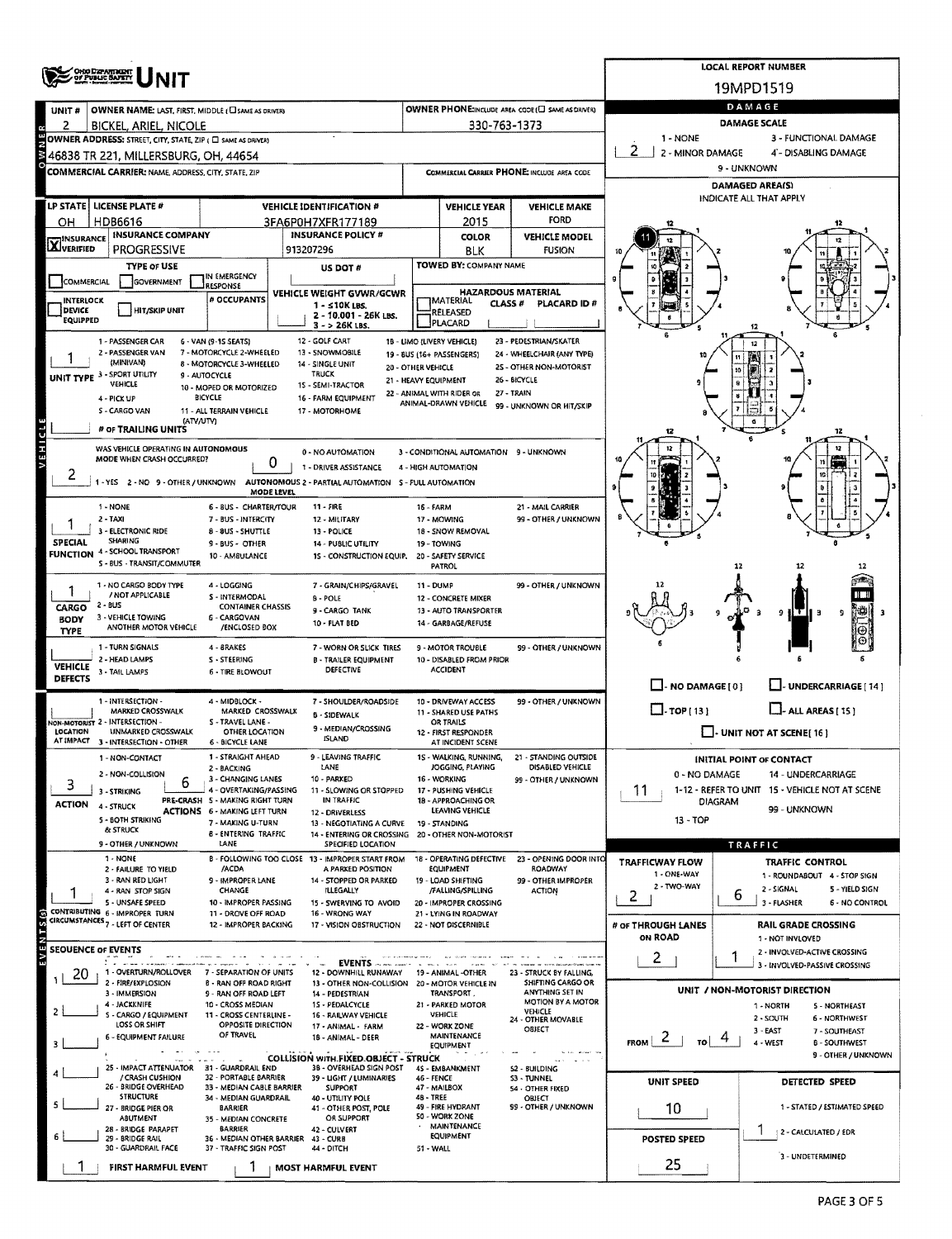# UNIT

**LOCAL REPORT NUMBER:** 19MPD1519

| UNIT # | OWNER NAME: LAST, FIRST, MIDDLE (☐ SAME AS DRIVER) | OWNER PHONE: INCLUDE AREA CODE (☐ SAME AS DRIVER) |
|---|---|---|
| 2 | BICKEL, ARIEL, NICOLE | 330-763-1373 |

**OWNER ADDRESS:** STREET, CITY, STATE, ZIP (☐ SAME AS DRIVER)
46838 TR 221, MILLERSBURG, OH, 44654

**COMMERCIAL CARRIER:** NAME, ADDRESS, CITY, STATE, ZIP
**COMMERCIAL CARRIER PHONE:** INCLUDE AREA CODE

| LP STATE | LICENSE PLATE # | VEHICLE IDENTIFICATION # | VEHICLE YEAR | VEHICLE MAKE |
|---|---|---|---|---|
| OH | HDB6616 | 3FA6P0H7XFR177189 | 2015 | FORD |

| INSURANCE | INSURANCE COMPANY | INSURANCE POLICY # | COLOR | VEHICLE MODEL |
|---|---|---|---|---|
| ☒ VERIFIED | PROGRESSIVE | 913207296 | BLK | FUSION |

**TYPE OF USE:** ☐ COMMERCIAL ☐ GOVERNMENT ☐ IN EMERGENCY RESPONSE
**US DOT #:**
**TOWED BY:** COMPANY NAME
☐ INTERLOCK DEVICE EQUIPPED ☐ HIT/SKIP UNIT
**# OCCUPANTS:**
**VEHICLE WEIGHT GVWR/GCWR:** 1 - ≤10K LBS. 2 - 10.001 - 26K LBS. 3 - > 26K LBS.
**HAZARDOUS MATERIAL:** ☐ MATERIAL RELEASED ☐ PLACARD — CLASS # — PLACARD ID #

**UNIT TYPE:** 1
1 - PASSENGER CAR, 2 - PASSENGER VAN (MINIVAN), 3 - SPORT UTILITY VEHICLE, 4 - PICK UP, 5 - CARGO VAN, 6 - VAN (9-15 SEATS), 7 - MOTORCYCLE 2-WHEELED, 8 - MOTORCYCLE 3-WHEELED, 9 - AUTOCYCLE, 10 - MOPED OR MOTORIZED BICYCLE, 11 - ALL TERRAIN VEHICLE (ATV/UTV), 12 - GOLF CART, 13 - SNOWMOBILE, 14 - SINGLE UNIT TRUCK, 15 - SEMI-TRACTOR, 16 - FARM EQUIPMENT, 17 - MOTORHOME, 18 - LIMO (LIVERY VEHICLE), 19 - BUS (16+ PASSENGERS), 20 - OTHER VEHICLE, 21 - HEAVY EQUIPMENT, 22 - ANIMAL WITH RIDER OR ANIMAL-DRAWN VEHICLE, 23 - PEDESTRIAN/SKATER, 24 - WHEELCHAIR (ANY TYPE), 25 - OTHER NON-MOTORIST, 26 - BICYCLE, 27 - TRAIN, 99 - UNKNOWN OR HIT/SKIP

**# OF TRAILING UNITS:**

**WAS VEHICLE OPERATING IN AUTONOMOUS MODE WHEN CRASH OCCURRED?** 2
1 - YES 2 - NO 9 - OTHER / UNKNOWN

**AUTONOMOUS MODE LEVEL:** 0
0 - NO AUTOMATION, 1 - DRIVER ASSISTANCE, 2 - PARTIAL AUTOMATION, 3 - CONDITIONAL AUTOMATION, 4 - HIGH AUTOMATION, 5 - FULL AUTOMATION, 9 - UNKNOWN

**SPECIAL FUNCTION:** 1
1 - NONE, 2 - TAXI, 3 - ELECTRONIC RIDE SHARING, 4 - SCHOOL TRANSPORT, 5 - BUS - TRANSIT/COMMUTER, 6 - BUS - CHARTER/TOUR, 7 - BUS - INTERCITY, 8 - BUS - SHUTTLE, 9 - BUS - OTHER, 10 - AMBULANCE, 11 - FIRE, 12 - MILITARY, 13 - POLICE, 14 - PUBLIC UTILITY, 15 - CONSTRUCTION EQUIP., 16 - FARM, 17 - MOWING, 18 - SNOW REMOVAL, 19 - TOWING, 20 - SAFETY SERVICE PATROL, 21 - MAIL CARRIER, 99 - OTHER / UNKNOWN

**CARGO BODY TYPE:** 1
1 - NO CARGO BODY TYPE / NOT APPLICABLE, 2 - BUS, 3 - VEHICLE TOWING ANOTHER MOTOR VEHICLE, 4 - LOGGING, 5 - INTERMODAL CONTAINER CHASSIS, 6 - CARGOVAN /ENCLOSED BOX, 7 - GRAIN/CHIPS/GRAVEL, 8 - POLE, 9 - CARGO TANK, 10 - FLAT BED, 11 - DUMP, 12 - CONCRETE MIXER, 13 - AUTO TRANSPORTER, 14 - GARBAGE/REFUSE, 99 - OTHER / UNKNOWN

**VEHICLE DEFECTS:**
1 - TURN SIGNALS, 2 - HEAD LAMPS, 3 - TAIL LAMPS, 4 - BRAKES, 5 - STEERING, 6 - TIRE BLOWOUT, 7 - WORN OR SLICK TIRES, 8 - TRAILER EQUIPMENT DEFECTIVE, 9 - MOTOR TROUBLE, 10 - DISABLED FROM PRIOR ACCIDENT, 99 - OTHER / UNKNOWN

**NON-MOTORIST LOCATION AT IMPACT:**
1 - INTERSECTION - MARKED CROSSWALK, 2 - INTERSECTION - UNMARKED CROSSWALK, 3 - INTERSECTION - OTHER, 4 - MIDBLOCK - MARKED CROSSWALK, 5 - TRAVEL LANE - OTHER LOCATION, 6 - BICYCLE LANE, 7 - SHOULDER/ROADSIDE, 8 - SIDEWALK, 9 - MEDIAN/CROSSING ISLAND, 10 - DRIVEWAY ACCESS, 11 - SHARED USE PATHS OR TRAILS, 12 - FIRST RESPONDER AT INCIDENT SCENE, 99 - OTHER / UNKNOWN

**ACTION:** 3 **PRE-CRASH ACTIONS:** 6
1 - NON-CONTACT, 2 - NON-COLLISION, 3 - STRIKING, 4 - STRUCK, 5 - BOTH STRIKING & STRUCK, 9 - OTHER / UNKNOWN
1 - STRAIGHT AHEAD, 2 - BACKING, 3 - CHANGING LANES, 4 - OVERTAKING/PASSING, 5 - MAKING RIGHT TURN, 6 - MAKING LEFT TURN, 7 - MAKING U-TURN, 8 - ENTERING TRAFFIC LANE, 9 - LEAVING TRAFFIC LANE, 10 - PARKED, 11 - SLOWING OR STOPPED IN TRAFFIC, 12 - DRIVERLESS, 13 - NEGOTIATING A CURVE, 14 - ENTERING OR CROSSING SPECIFIED LOCATION, 15 - WALKING, RUNNING, JOGGING, PLAYING, 16 - WORKING, 17 - PUSHING VEHICLE, 18 - APPROACHING OR LEAVING VEHICLE, 19 - STANDING, 20 - OTHER NON-MOTORIST, 21 - STANDING OUTSIDE DISABLED VEHICLE, 99 - OTHER / UNKNOWN

**CONTRIBUTING CIRCUMSTANCES:** 1
1 - NONE, 2 - FAILURE TO YIELD, 3 - RAN RED LIGHT, 4 - RAN STOP SIGN, 5 - UNSAFE SPEED, 6 - IMPROPER TURN, 7 - LEFT OF CENTER, 8 - FOLLOWING TOO CLOSE /ACDA, 9 - IMPROPER LANE CHANGE, 10 - IMPROPER PASSING, 11 - DROVE OFF ROAD, 12 - IMPROPER BACKING, 13 - IMPROPER START FROM A PARKED POSITION, 14 - STOPPED OR PARKED ILLEGALLY, 15 - SWERVING TO AVOID, 16 - WRONG WAY, 17 - VISION OBSTRUCTION, 18 - OPERATING DEFECTIVE EQUIPMENT, 19 - LOAD SHIFTING /FALLING/SPILLING, 20 - IMPROPER CROSSING, 21 - LYING IN ROADWAY, 22 - NOT DISCERNIBLE, 23 - OPENING DOOR INTO ROADWAY, 99 - OTHER IMPROPER ACTION

**SEQUENCE OF EVENTS:** 1: 20

**EVENTS:** 1 - OVERTURN/ROLLOVER, 2 - FIRE/EXPLOSION, 3 - IMMERSION, 4 - JACKKNIFE, 5 - CARGO / EQUIPMENT LOSS OR SHIFT, 6 - EQUIPMENT FAILURE, 7 - SEPARATION OF UNITS, 8 - RAN OFF ROAD RIGHT, 9 - RAN OFF ROAD LEFT, 10 - CROSS MEDIAN, 11 - CROSS CENTERLINE - OPPOSITE DIRECTION OF TRAVEL, 12 - DOWNHILL RUNAWAY, 13 - OTHER NON-COLLISION, 14 - PEDESTRIAN, 15 - PEDALCYCLE, 16 - RAILWAY VEHICLE, 17 - ANIMAL - FARM, 18 - ANIMAL - DEER, 19 - ANIMAL -OTHER, 20 - MOTOR VEHICLE IN TRANSPORT, 21 - PARKED MOTOR VEHICLE, 22 - WORK ZONE MAINTENANCE EQUIPMENT, 23 - STRUCK BY FALLING, SHIFTING CARGO OR ANYTHING SET IN MOTION BY A MOTOR VEHICLE, 24 - OTHER MOVABLE OBJECT

**COLLISION WITH FIXED OBJECT - STRUCK:** 25 - IMPACT ATTENUATOR / CRASH CUSHION, 26 - BRIDGE OVERHEAD STRUCTURE, 27 - BRIDGE PIER OR ABUTMENT, 28 - BRIDGE PARAPET, 29 - BRIDGE RAIL, 30 - GUARDRAIL FACE, 31 - GUARDRAIL END, 32 - PORTABLE BARRIER, 33 - MEDIAN CABLE BARRIER, 34 - MEDIAN GUARDRAIL BARRIER, 35 - MEDIAN CONCRETE BARRIER, 36 - MEDIAN OTHER BARRIER, 37 - TRAFFIC SIGN POST, 38 - OVERHEAD SIGN POST, 39 - LIGHT / LUMINARIES SUPPORT, 40 - UTILITY POLE, 41 - OTHER POST, POLE OR SUPPORT, 42 - CULVERT, 43 - CURB, 44 - DITCH, 45 - EMBANKMENT, 46 - FENCE, 47 - MAILBOX, 48 - TREE, 49 - FIRE HYDRANT, 50 - WORK ZONE MAINTENANCE EQUIPMENT, 51 - WALL, 52 - BUILDING, 53 - TUNNEL, 54 - OTHER FIXED OBJECT, 99 - OTHER / UNKNOWN

**FIRST HARMFUL EVENT:** 1 **MOST HARMFUL EVENT:** 1

## DAMAGE

**DAMAGE SCALE:** 2
1 - NONE, 2 - MINOR DAMAGE, 3 - FUNCTIONAL DAMAGE, 4 - DISABLING DAMAGE, 9 - UNKNOWN

**DAMAGED AREA(S):** INDICATE ALL THAT APPLY — 11

☐ NO DAMAGE [0] ☐ UNDERCARRIAGE [14] ☐ TOP [13] ☐ ALL AREAS [15] ☐ UNIT NOT AT SCENE [16]

**INITIAL POINT OF CONTACT:** 11
0 - NO DAMAGE, 1-12 - REFER TO UNIT DIAGRAM, 13 - TOP, 14 - UNDERCARRIAGE, 15 - VEHICLE NOT AT SCENE, 99 - UNKNOWN

## TRAFFIC

**TRAFFICWAY FLOW:** 2 (1 - ONE-WAY, 2 - TWO-WAY)
**TRAFFIC CONTROL:** 6 (1 - ROUNDABOUT, 2 - SIGNAL, 3 - FLASHER, 4 - STOP SIGN, 5 - YIELD SIGN, 6 - NO CONTROL)
**# OF THROUGH LANES ON ROAD:** 2
**RAIL GRADE CROSSING:** 1 (1 - NOT INVOLVED, 2 - INVOLVED-ACTIVE CROSSING, 3 - INVOLVED-PASSIVE CROSSING)

**UNIT / NON-MOTORIST DIRECTION:** FROM 2 TO 4
1 - NORTH, 2 - SOUTH, 3 - EAST, 4 - WEST, 5 - NORTHEAST, 6 - NORTHWEST, 7 - SOUTHEAST, 8 - SOUTHWEST, 9 - OTHER / UNKNOWN

**UNIT SPEED:** 10
**POSTED SPEED:** 25
**DETECTED SPEED:** 1 (1 - STATED / ESTIMATED SPEED, 2 - CALCULATED / EDR, 3 - UNDETERMINED)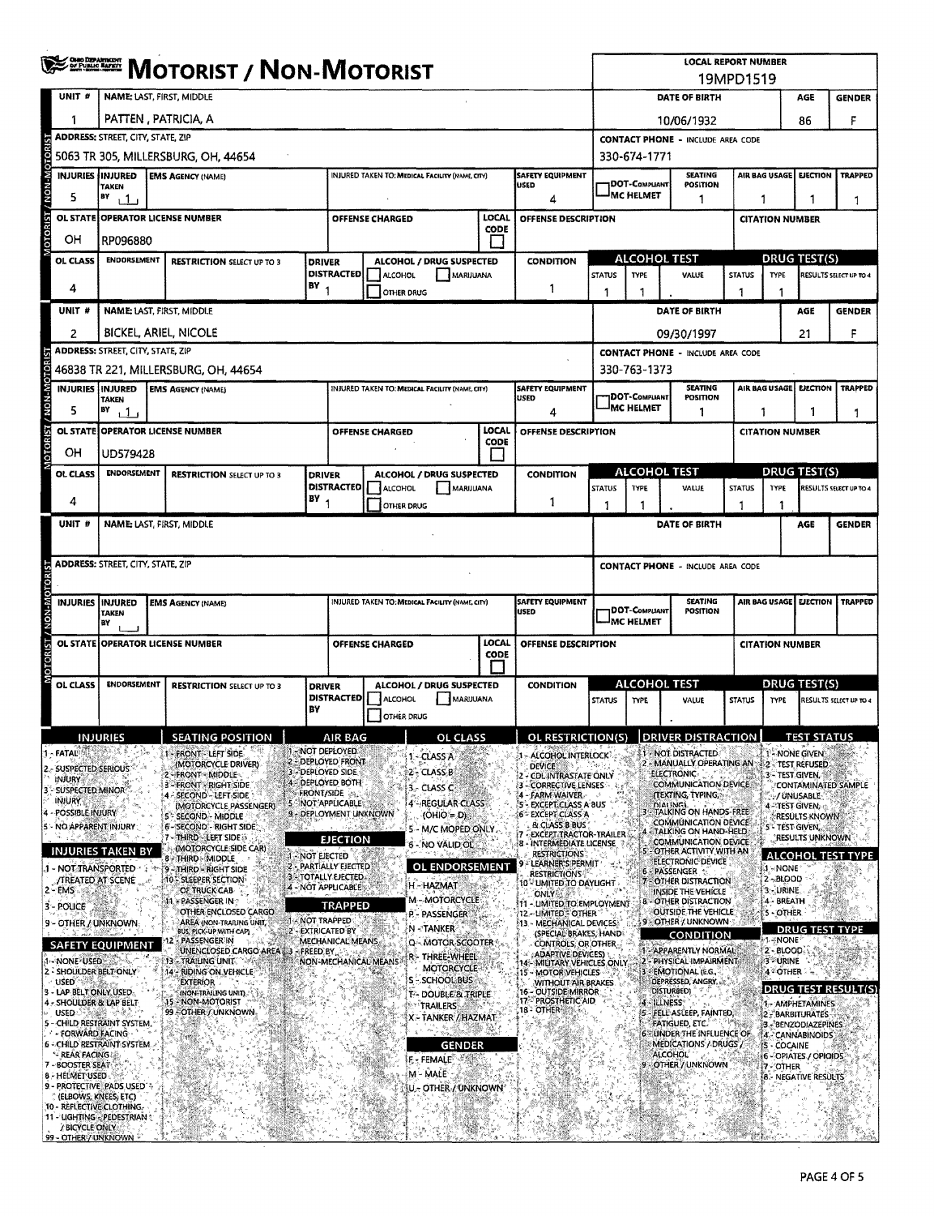# MOTORIST / NON-MOTORIST

**LOCAL REPORT NUMBER:** 19MPD1519

## Unit 1

| UNIT # | NAME: LAST, FIRST, MIDDLE | DATE OF BIRTH | AGE | GENDER |
|---|---|---|---|---|
| 1 | PATTEN , PATRICIA, A | 10/06/1932 | 86 | F |

| ADDRESS: STREET, CITY, STATE, ZIP | CONTACT PHONE - INCLUDE AREA CODE |
|---|---|
| 5063 TR 305, MILLERSBURG, OH, 44654 | 330-674-1771 |

| INJURIES | INJURED TAKEN BY | EMS AGENCY (NAME) | INJURED TAKEN TO: MEDICAL FACILITY (NAME, CITY) | SAFETY EQUIPMENT USED | DOT-COMPLIANT MC HELMET | SEATING POSITION | AIR BAG USAGE | EJECTION | TRAPPED |
|---|---|---|---|---|---|---|---|---|---|
| 5 | 1 | | | 4 | | 1 | 1 | 1 | 1 |

| OL STATE | OPERATOR LICENSE NUMBER | OFFENSE CHARGED | LOCAL CODE | OFFENSE DESCRIPTION | CITATION NUMBER |
|---|---|---|---|---|---|
| OH | RP096880 | | | | |

| OL CLASS | ENDORSEMENT | RESTRICTION SELECT UP TO 3 | DRIVER DISTRACTED BY | ALCOHOL / DRUG SUSPECTED | CONDITION | ALCOHOL TEST STATUS | ALCOHOL TEST TYPE | ALCOHOL TEST VALUE | DRUG TEST STATUS | DRUG TEST TYPE | DRUG TEST RESULTS SELECT UP TO 4 |
|---|---|---|---|---|---|---|---|---|---|---|---|
| 4 | | | 1 | ☐ ALCOHOL ☐ MARIJUANA ☐ OTHER DRUG | 1 | 1 | 1 | . | 1 | 1 | |

## Unit 2

| UNIT # | NAME: LAST, FIRST, MIDDLE | DATE OF BIRTH | AGE | GENDER |
|---|---|---|---|---|
| 2 | BICKEL, ARIEL, NICOLE | 09/30/1997 | 21 | F |

| ADDRESS: STREET, CITY, STATE, ZIP | CONTACT PHONE - INCLUDE AREA CODE |
|---|---|
| 46838 TR 221, MILLERSBURG, OH, 44654 | 330-763-1373 |

| INJURIES | INJURED TAKEN BY | EMS AGENCY (NAME) | INJURED TAKEN TO: MEDICAL FACILITY (NAME, CITY) | SAFETY EQUIPMENT USED | DOT-COMPLIANT MC HELMET | SEATING POSITION | AIR BAG USAGE | EJECTION | TRAPPED |
|---|---|---|---|---|---|---|---|---|---|
| 5 | 1 | | | 4 | | 1 | 1 | 1 | 1 |

| OL STATE | OPERATOR LICENSE NUMBER | OFFENSE CHARGED | LOCAL CODE | OFFENSE DESCRIPTION | CITATION NUMBER |
|---|---|---|---|---|---|
| OH | UD579428 | | | | |

| OL CLASS | ENDORSEMENT | RESTRICTION SELECT UP TO 3 | DRIVER DISTRACTED BY | ALCOHOL / DRUG SUSPECTED | CONDITION | ALCOHOL TEST STATUS | ALCOHOL TEST TYPE | ALCOHOL TEST VALUE | DRUG TEST STATUS | DRUG TEST TYPE | DRUG TEST RESULTS SELECT UP TO 4 |
|---|---|---|---|---|---|---|---|---|---|---|---|
| 4 | | | 1 | ☐ ALCOHOL ☐ MARIJUANA ☐ OTHER DRUG | 1 | 1 | 1 | . | 1 | 1 | |

## Unit (blank)

| UNIT # | NAME: LAST, FIRST, MIDDLE | DATE OF BIRTH | AGE | GENDER |
|---|---|---|---|---|
| | | | | |

| ADDRESS: STREET, CITY, STATE, ZIP | CONTACT PHONE - INCLUDE AREA CODE |
|---|---|
| | |

| INJURIES | INJURED TAKEN BY | EMS AGENCY (NAME) | INJURED TAKEN TO: MEDICAL FACILITY (NAME, CITY) | SAFETY EQUIPMENT USED | DOT-COMPLIANT MC HELMET | SEATING POSITION | AIR BAG USAGE | EJECTION | TRAPPED |
|---|---|---|---|---|---|---|---|---|---|
| | | | | | | | | | |

| OL STATE | OPERATOR LICENSE NUMBER | OFFENSE CHARGED | LOCAL CODE | OFFENSE DESCRIPTION | CITATION NUMBER |
|---|---|---|---|---|---|
| | | | | | |

| OL CLASS | ENDORSEMENT | RESTRICTION SELECT UP TO 3 | DRIVER DISTRACTED BY | ALCOHOL / DRUG SUSPECTED | CONDITION | ALCOHOL TEST STATUS | ALCOHOL TEST TYPE | ALCOHOL TEST VALUE | DRUG TEST STATUS | DRUG TEST TYPE | DRUG TEST RESULTS SELECT UP TO 4 |
|---|---|---|---|---|---|---|---|---|---|---|---|
| | | | | ☐ ALCOHOL ☐ MARIJUANA ☐ OTHER DRUG | | | | . | | | |

## Codes

**INJURIES**
1 - FATAL
2 - SUSPECTED SERIOUS INJURY
3 - SUSPECTED MINOR INJURY
4 - POSSIBLE INJURY
5 - NO APPARENT INJURY

**INJURIES TAKEN BY**
1 - NOT TRANSPORTED /TREATED AT SCENE
2 - EMS
3 - POLICE
9 - OTHER / UNKNOWN

**SAFETY EQUIPMENT**
1 - NONE USED
2 - SHOULDER BELT ONLY USED
3 - LAP BELT ONLY USED
4 - SHOULDER & LAP BELT USED
5 - CHILD RESTRAINT SYSTEM - FORWARD FACING
6 - CHILD RESTRAINT SYSTEM - REAR FACING
7 - BOOSTER SEAT
8 - HELMET USED
9 - PROTECTIVE PADS USED (ELBOWS, KNEES, ETC)
10 - REFLECTIVE CLOTHING
11 - LIGHTING - PEDESTRIAN / BICYCLE ONLY
99 - OTHER / UNKNOWN

**SEATING POSITION**
1 - FRONT - LEFT SIDE (MOTORCYCLE DRIVER)
2 - FRONT - MIDDLE
3 - FRONT - RIGHT SIDE
4 - SECOND - LEFT SIDE (MOTORCYCLE PASSENGER)
5 - SECOND - MIDDLE
6 - SECOND - RIGHT SIDE
7 - THIRD - LEFT SIDE (MOTORCYCLE SIDE CAR)
8 - THIRD - MIDDLE
9 - THIRD - RIGHT SIDE
10 - SLEEPER SECTION OF TRUCK CAB
11 - PASSENGER IN OTHER ENCLOSED CARGO AREA (NON-TRAILING UNIT, BUS, PICK-UP WITH CAP)
12 - PASSENGER IN UNENCLOSED CARGO AREA
13 - TRAILING UNIT
14 - RIDING ON VEHICLE EXTERIOR (NON-TRAILING UNIT)
15 - NON-MOTORIST
99 - OTHER / UNKNOWN

**AIR BAG**
1 - NOT DEPLOYED
2 - DEPLOYED FRONT
3 - DEPLOYED SIDE
4 - DEPLOYED BOTH FRONT/SIDE
5 - NOT APPLICABLE
9 - DEPLOYMENT UNKNOWN

**EJECTION**
1 - NOT EJECTED
2 - PARTIALLY EJECTED
3 - TOTALLY EJECTED
4 - NOT APPLICABLE

**TRAPPED**
1 - NOT TRAPPED
2 - EXTRICATED BY MECHANICAL MEANS
3 - FREED BY NON-MECHANICAL MEANS

**OL CLASS**
1 - CLASS A
2 - CLASS B
3 - CLASS C
4 - REGULAR CLASS (OHIO = D)
5 - M/C MOPED ONLY
6 - NO VALID OL

**OL ENDORSEMENT**
H - HAZMAT
M - MOTORCYCLE
P - PASSENGER
N - TANKER
Q - MOTOR SCOOTER
R - THREE-WHEEL MOTORCYCLE
S - SCHOOL BUS
T - DOUBLE & TRIPLE TRAILERS
X - TANKER / HAZMAT

**GENDER**
F - FEMALE
M - MALE
U - OTHER / UNKNOWN

**OL RESTRICTION(S)**
1 - ALCOHOL INTERLOCK DEVICE
2 - CDL INTRASTATE ONLY
3 - CORRECTIVE LENSES
4 - FARM WAIVER
5 - EXCEPT CLASS A BUS
6 - EXCEPT CLASS A & CLASS B BUS
7 - EXCEPT TRACTOR-TRAILER
8 - INTERMEDIATE LICENSE RESTRICTIONS
9 - LEARNER'S PERMIT RESTRICTIONS
10 - LIMITED TO DAYLIGHT ONLY
11 - LIMITED TO EMPLOYMENT
12 - LIMITED - OTHER
13 - MECHANICAL DEVICES (SPECIAL BRAKES, HAND CONTROLS, OR OTHER ADAPTIVE DEVICES)
14 - MILITARY VEHICLES ONLY
15 - MOTOR VEHICLES WITHOUT AIR BRAKES
16 - OUTSIDE MIRROR
17 - PROSTHETIC AID
18 - OTHER

**DRIVER DISTRACTION**
1 - NOT DISTRACTED
2 - MANUALLY OPERATING AN ELECTRONIC COMMUNICATION DEVICE (TEXTING, TYPING, DIALING)
3 - TALKING ON HANDS-FREE COMMUNICATION DEVICE
4 - TALKING ON HAND-HELD COMMUNICATION DEVICE
5 - OTHER ACTIVITY WITH AN ELECTRONIC DEVICE
6 - PASSENGER
7 - OTHER DISTRACTION INSIDE THE VEHICLE
8 - OTHER DISTRACTION OUTSIDE THE VEHICLE
9 - OTHER / UNKNOWN

**CONDITION**
1 - APPARENTLY NORMAL
2 - PHYSICAL IMPAIRMENT
3 - EMOTIONAL (E.G., DEPRESSED, ANGRY, DISTURBED)
4 - ILLNESS
5 - FELL ASLEEP, FAINTED, FATIGUED, ETC.
6 - UNDER THE INFLUENCE OF MEDICATIONS / DRUGS / ALCOHOL
9 - OTHER / UNKNOWN

**TEST STATUS**
1 - NONE GIVEN
2 - TEST REFUSED
3 - TEST GIVEN, CONTAMINATED SAMPLE / UNUSABLE
4 - TEST GIVEN, RESULTS KNOWN
5 - TEST GIVEN, RESULTS UNKNOWN

**ALCOHOL TEST TYPE**
1 - NONE
2 - BLOOD
3 - URINE
4 - BREATH
5 - OTHER

**DRUG TEST TYPE**
1 - NONE
2 - BLOOD
3 - URINE
4 - OTHER

**DRUG TEST RESULT(S)**
1 - AMPHETAMINES
2 - BARBITURATES
3 - BENZODIAZEPINES
4 - CANNABINOIDS
5 - COCAINE
6 - OPIATES / OPIOIDS
7 - OTHER
8 - NEGATIVE RESULTS